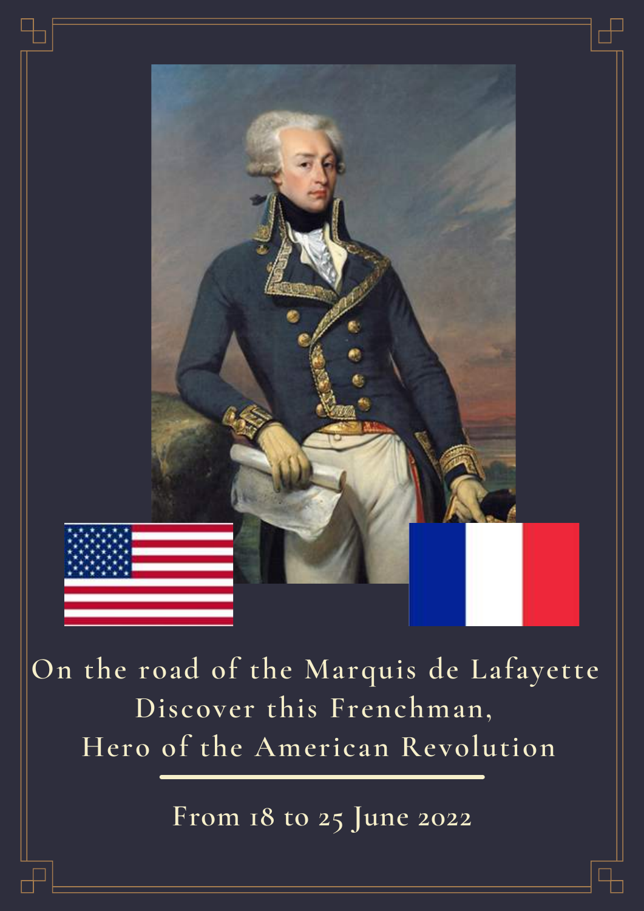# On the road of the Marquis de Lafayette

## Discover this Frenchman, Hero of the American Revolution

From 18 to 25 June 2022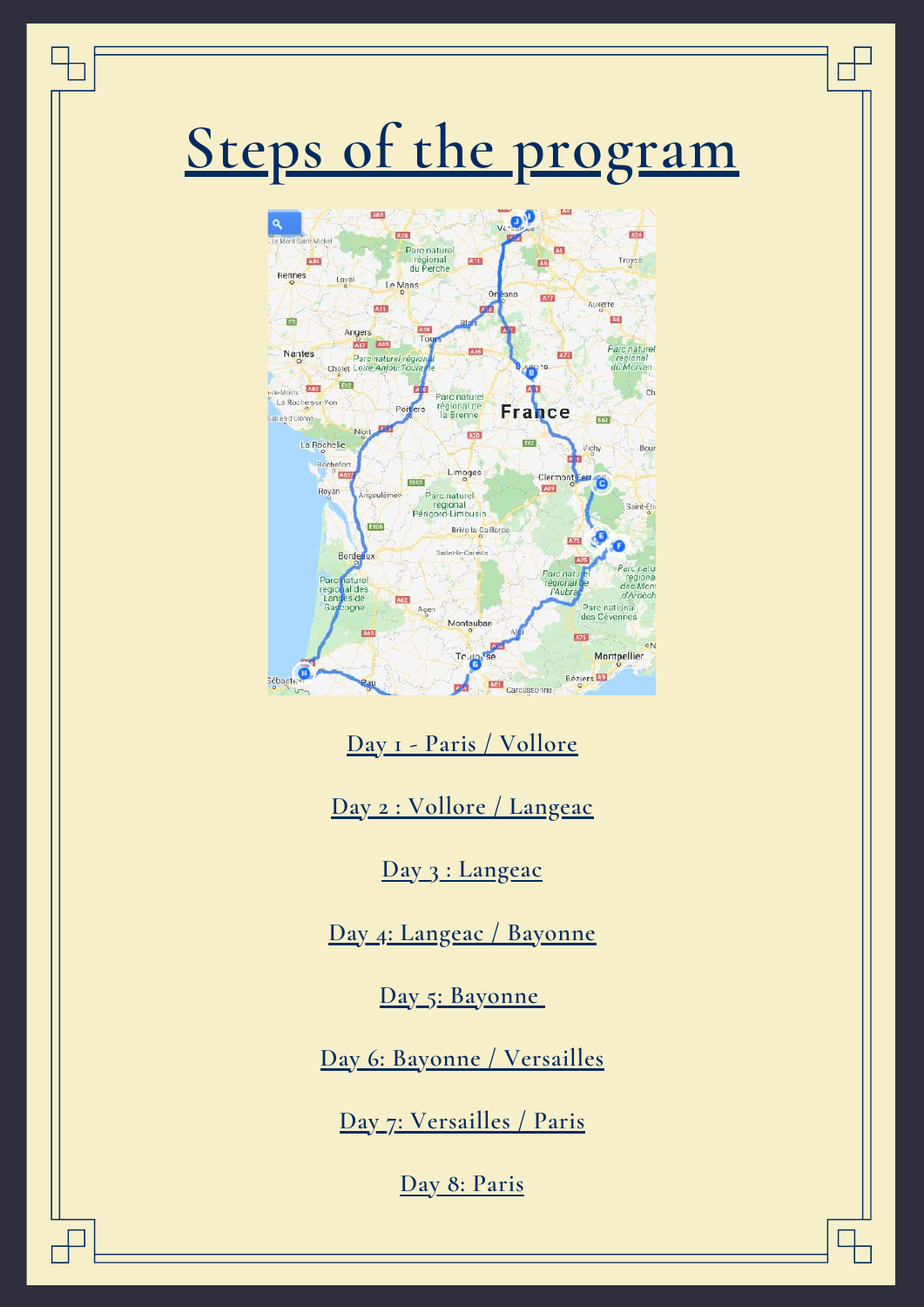# Steps of the program

Day 1 - Paris / Vollore

Day 2 : Vollore / Langeac

Day 3 : Langeac

Day 4: Langeac / Bayonne

Day 5: Bayonne

Day 6: Bayonne / Versailles

Day 7: Versailles / Paris

Day 8: Paris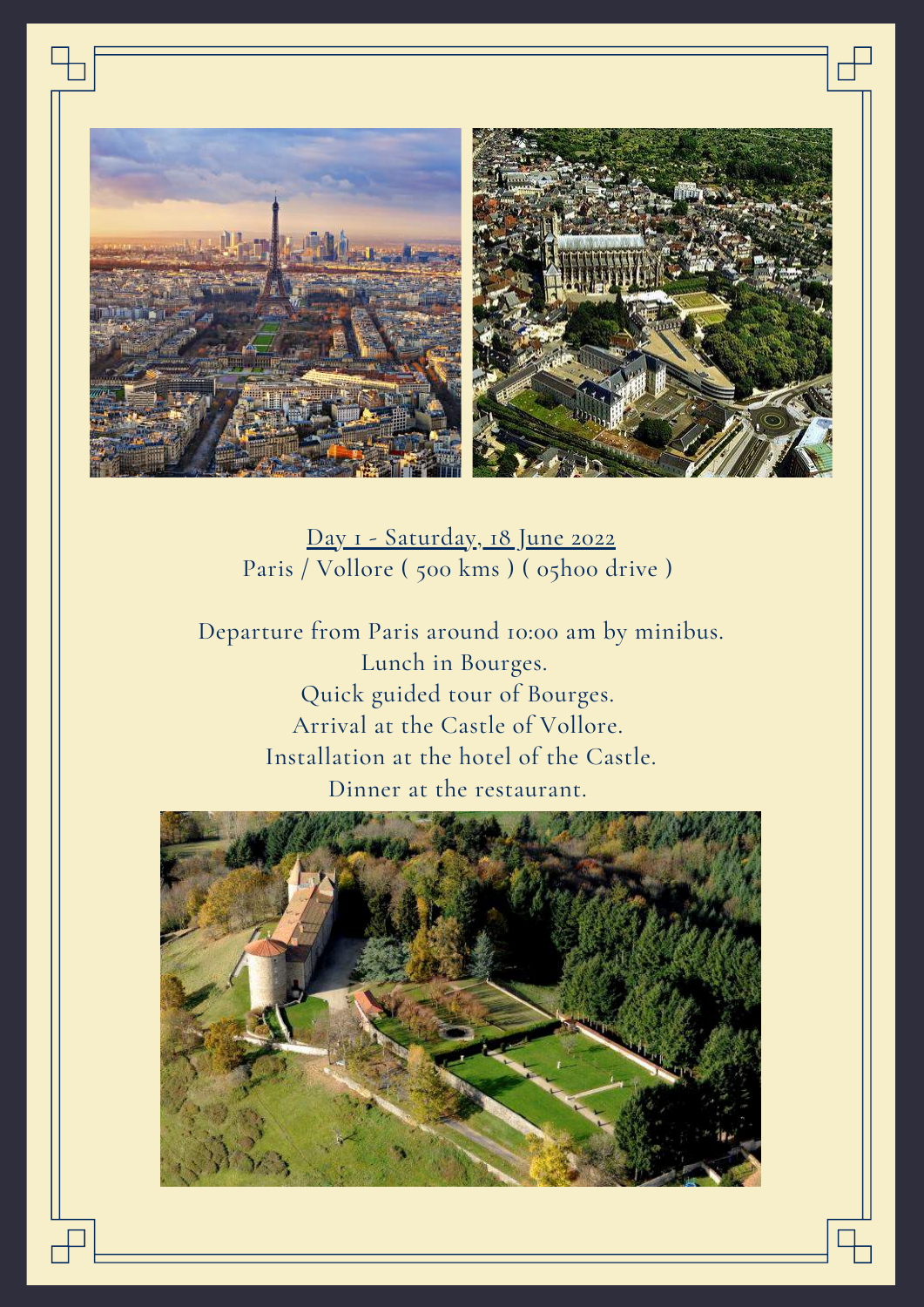<u>Day 1 - Saturday, 18 June 2022</u>

Paris / Vollore ( 500 kms ) ( 05h00 drive )

Departure from Paris around 10:00 am by minibus.
Lunch in Bourges.
Quick guided tour of Bourges.
Arrival at the Castle of Vollore.
Installation at the hotel of the Castle.
Dinner at the restaurant.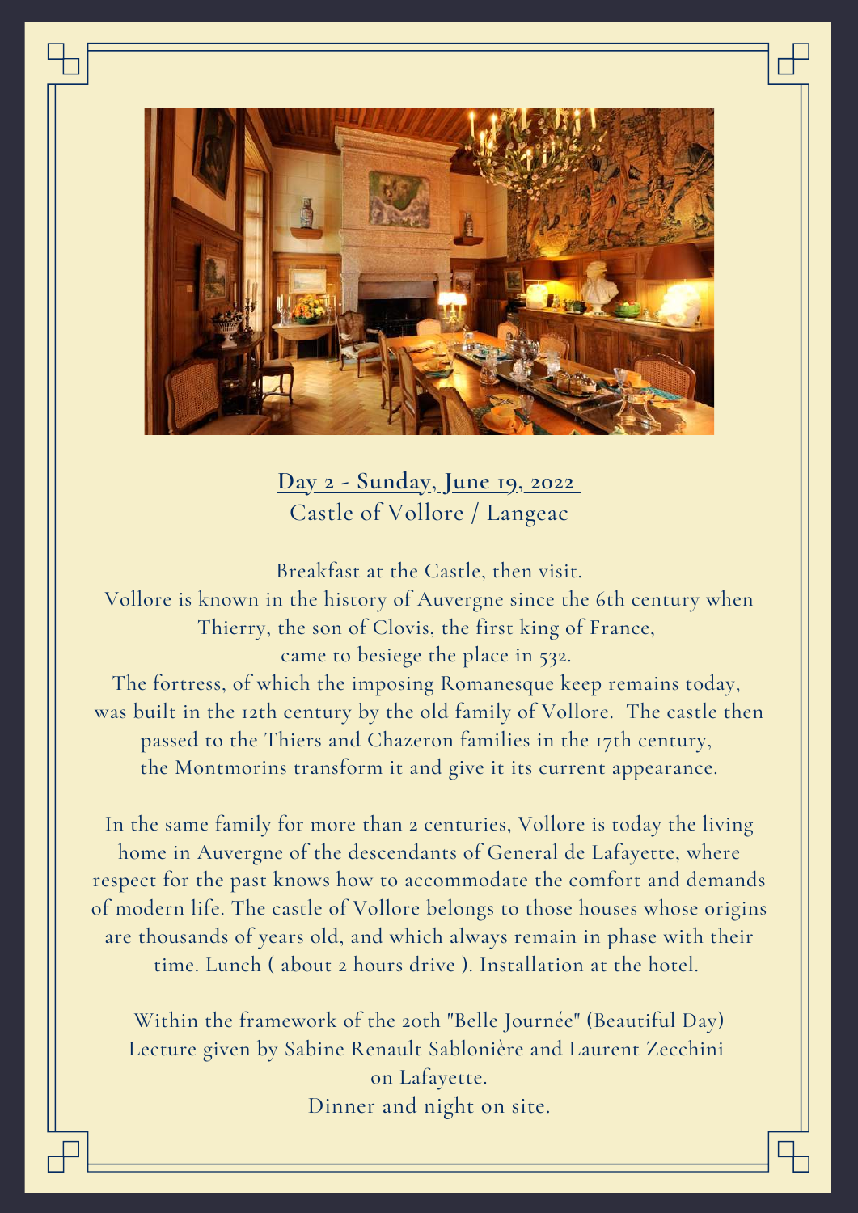## Day 2 - Sunday, June 19, 2022

Castle of Vollore / Langeac

Breakfast at the Castle, then visit.
Vollore is known in the history of Auvergne since the 6th century when Thierry, the son of Clovis, the first king of France, came to besiege the place in 532.
The fortress, of which the imposing Romanesque keep remains today, was built in the 12th century by the old family of Vollore. The castle then passed to the Thiers and Chazeron families in the 17th century, the Montmorins transform it and give it its current appearance.

In the same family for more than 2 centuries, Vollore is today the living home in Auvergne of the descendants of General de Lafayette, where respect for the past knows how to accommodate the comfort and demands of modern life. The castle of Vollore belongs to those houses whose origins are thousands of years old, and which always remain in phase with their time. Lunch ( about 2 hours drive ). Installation at the hotel.

Within the framework of the 20th "Belle Journée" (Beautiful Day)
Lecture given by Sabine Renault Sablonière and Laurent Zecchini on Lafayette.
Dinner and night on site.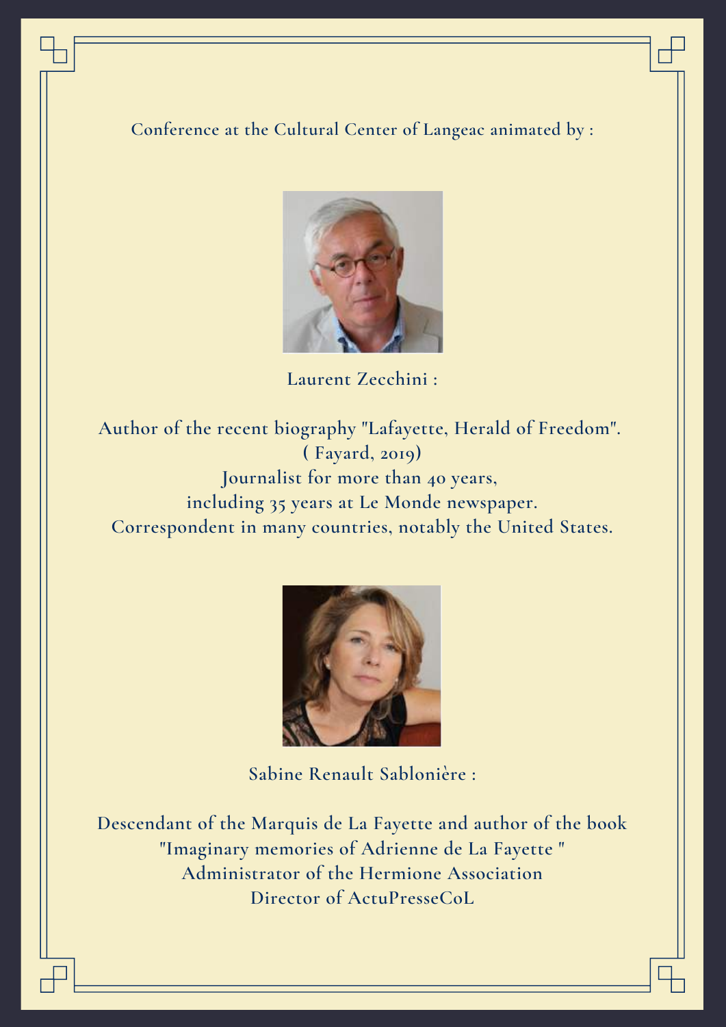Conference at the Cultural Center of Langeac animated by :

Laurent Zecchini :

Author of the recent biography "Lafayette, Herald of Freedom".
( Fayard, 2019)
Journalist for more than 40 years,
including 35 years at Le Monde newspaper.
Correspondent in many countries, notably the United States.

Sabine Renault Sablonière :

Descendant of the Marquis de La Fayette and author of the book
"Imaginary memories of Adrienne de La Fayette "
Administrator of the Hermione Association
Director of ActuPresseCoL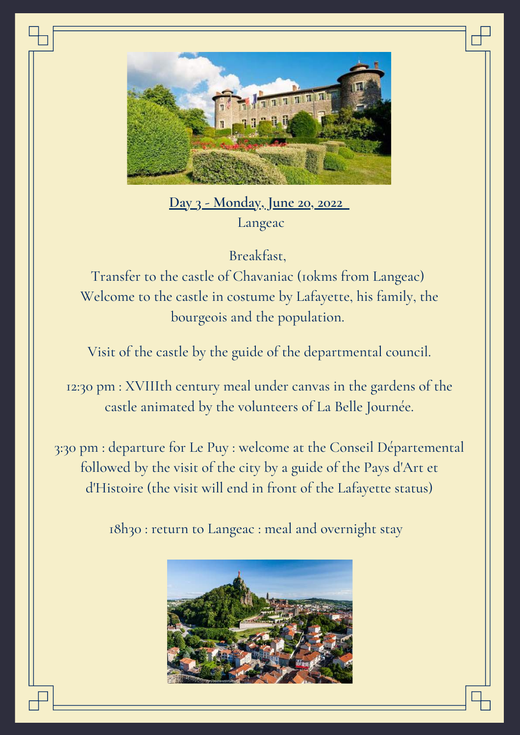**Day 3 - Monday, June 20, 2022**

Langeac

Breakfast,

Transfer to the castle of Chavaniac (10kms from Langeac)

Welcome to the castle in costume by Lafayette, his family, the bourgeois and the population.

Visit of the castle by the guide of the departmental council.

12:30 pm : XVIIIth century meal under canvas in the gardens of the castle animated by the volunteers of La Belle Journée.

3:30 pm : departure for Le Puy : welcome at the Conseil Départemental followed by the visit of the city by a guide of the Pays d'Art et d'Histoire (the visit will end in front of the Lafayette status)

18h30 : return to Langeac : meal and overnight stay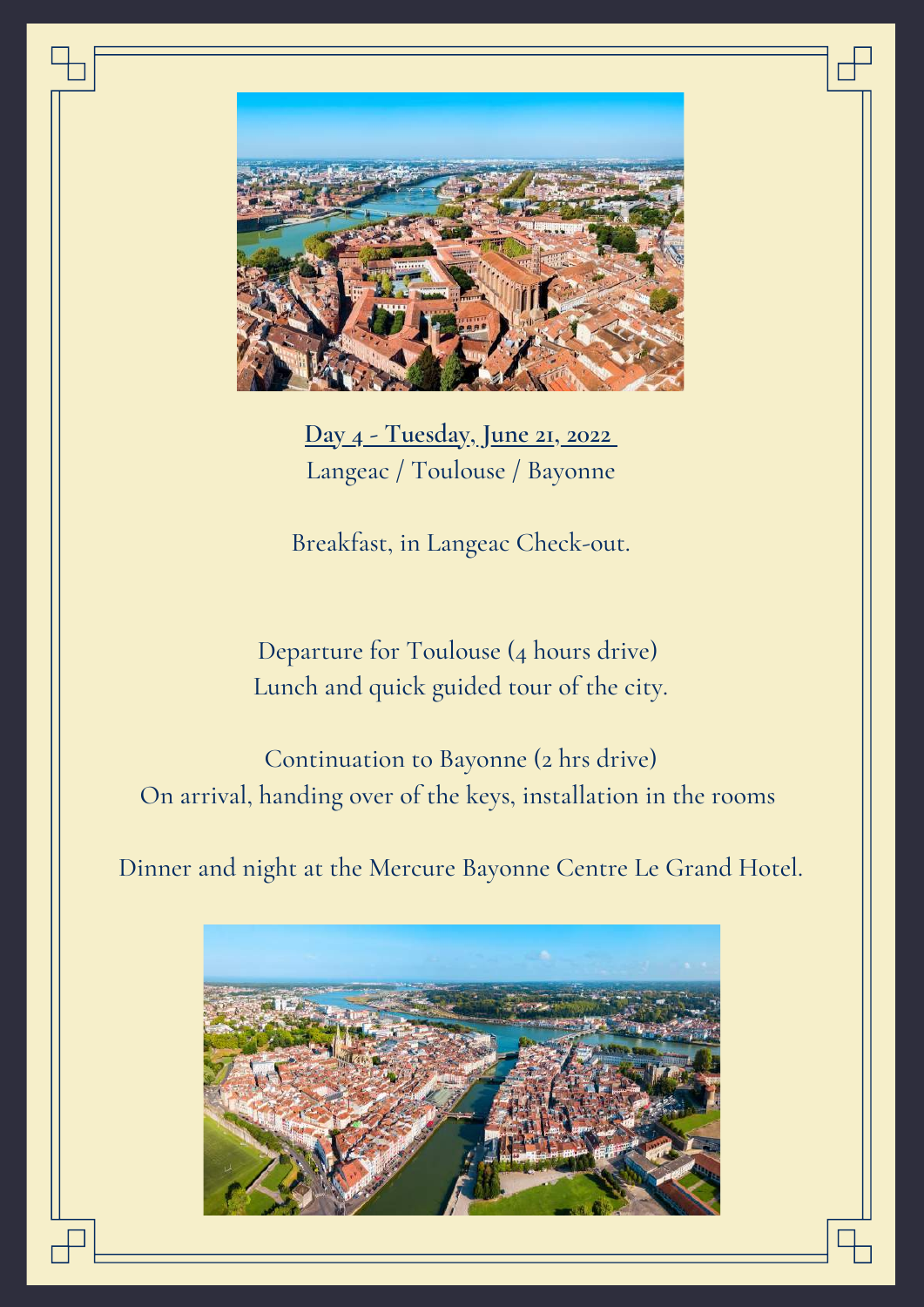**Day 4 - Tuesday, June 21, 2022**

Langeac / Toulouse / Bayonne

Breakfast, in Langeac Check-out.

Departure for Toulouse (4 hours drive)

Lunch and quick guided tour of the city.

Continuation to Bayonne (2 hrs drive)

On arrival, handing over of the keys, installation in the rooms

Dinner and night at the Mercure Bayonne Centre Le Grand Hotel.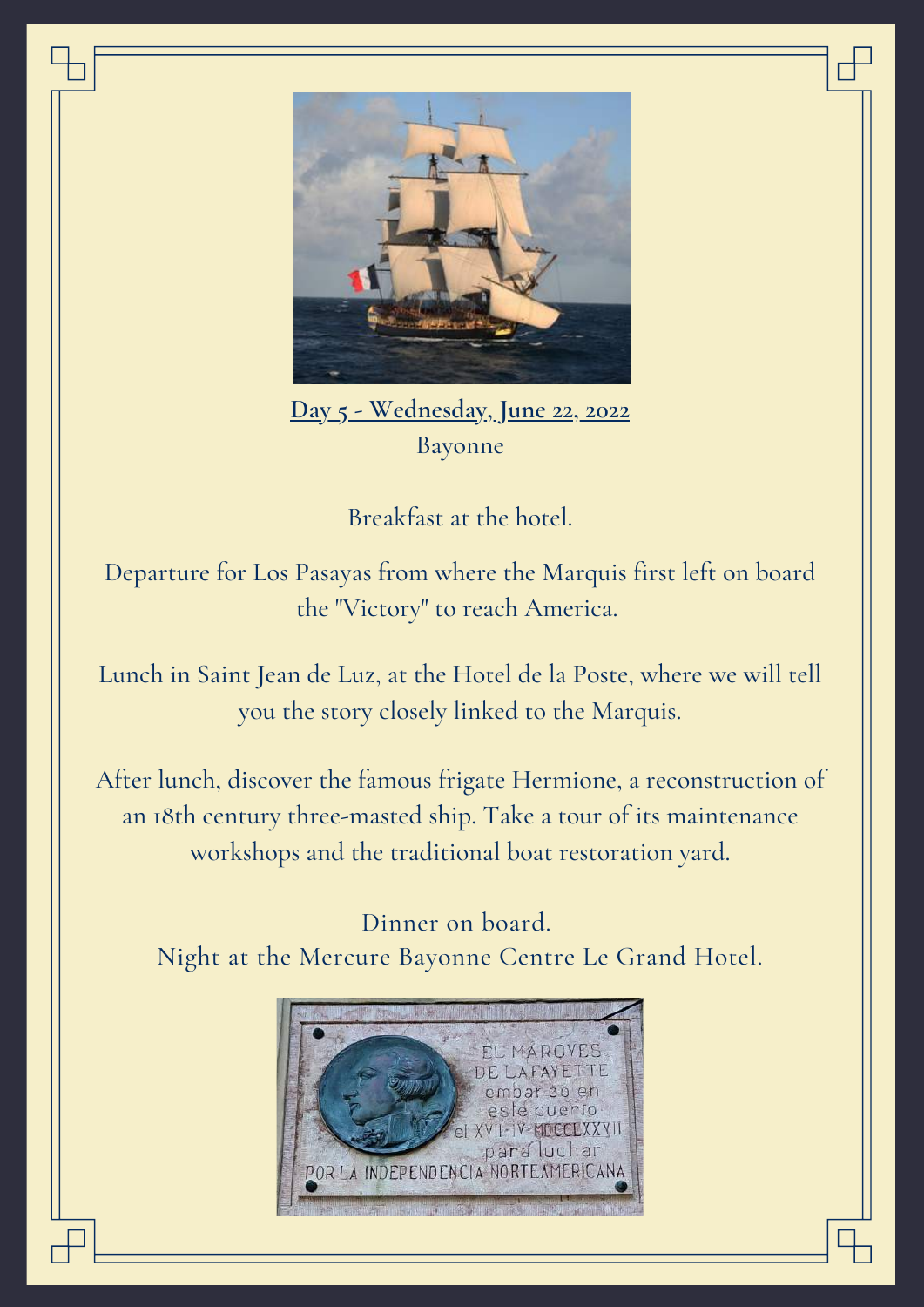## Day 5 - Wednesday, June 22, 2022

Bayonne

Breakfast at the hotel.

Departure for Los Pasayas from where the Marquis first left on board the "Victory" to reach America.

Lunch in Saint Jean de Luz, at the Hotel de la Poste, where we will tell you the story closely linked to the Marquis.

After lunch, discover the famous frigate Hermione, a reconstruction of an 18th century three-masted ship. Take a tour of its maintenance workshops and the traditional boat restoration yard.

Dinner on board.
Night at the Mercure Bayonne Centre Le Grand Hotel.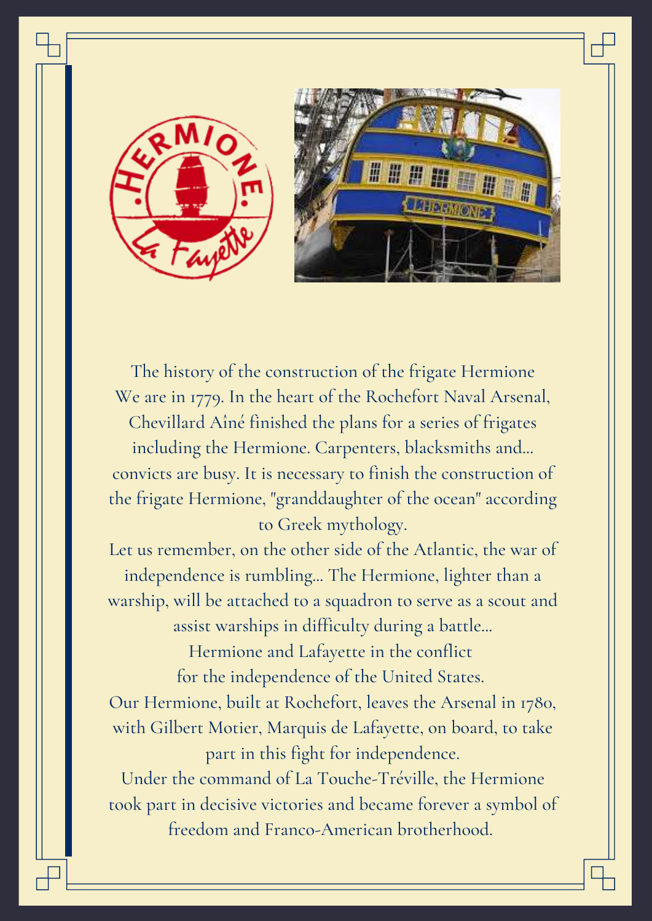The history of the construction of the frigate Hermione

We are in 1779. In the heart of the Rochefort Naval Arsenal, Chevillard Aîné finished the plans for a series of frigates including the Hermione. Carpenters, blacksmiths and... convicts are busy. It is necessary to finish the construction of the frigate Hermione, "granddaughter of the ocean" according to Greek mythology.

Let us remember, on the other side of the Atlantic, the war of independence is rumbling... The Hermione, lighter than a warship, will be attached to a squadron to serve as a scout and assist warships in difficulty during a battle...

Hermione and Lafayette in the conflict for the independence of the United States.

Our Hermione, built at Rochefort, leaves the Arsenal in 1780, with Gilbert Motier, Marquis de Lafayette, on board, to take part in this fight for independence.

Under the command of La Touche-Tréville, the Hermione took part in decisive victories and became forever a symbol of freedom and Franco-American brotherhood.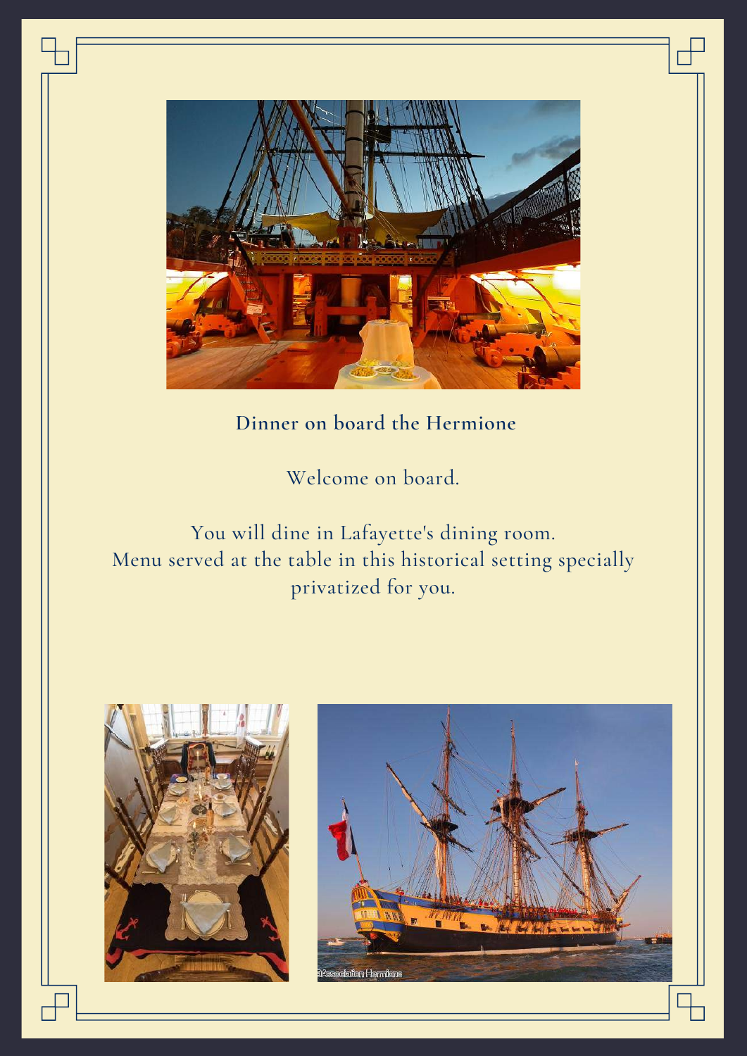**Dinner on board the Hermione**

Welcome on board.

You will dine in Lafayette's dining room.
Menu served at the table in this historical setting specially privatized for you.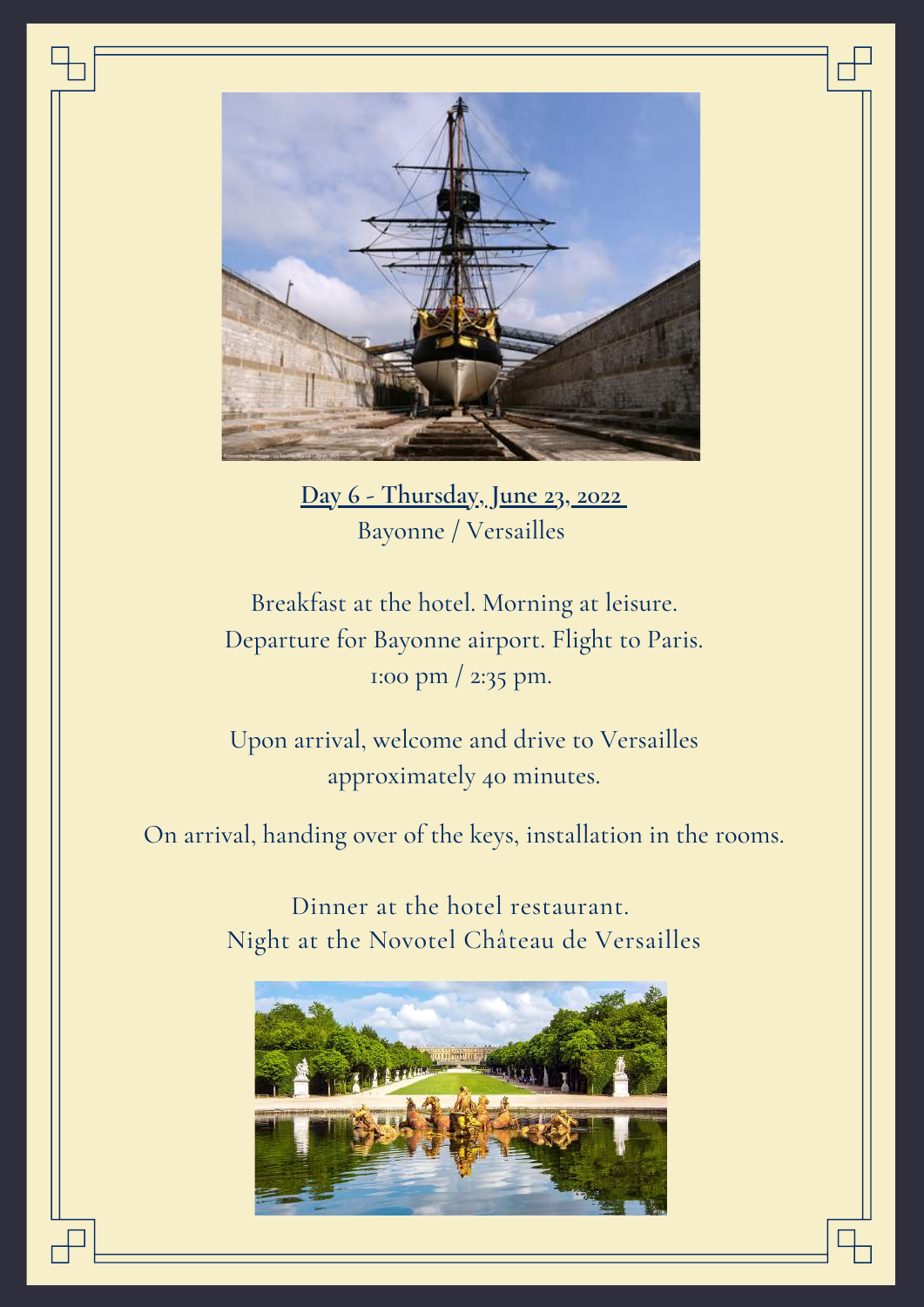**Day 6 - Thursday, June 23, 2022**

Bayonne / Versailles

Breakfast at the hotel. Morning at leisure.
Departure for Bayonne airport. Flight to Paris.
1:00 pm / 2:35 pm.

Upon arrival, welcome and drive to Versailles approximately 40 minutes.

On arrival, handing over of the keys, installation in the rooms.

Dinner at the hotel restaurant.
Night at the Novotel Château de Versailles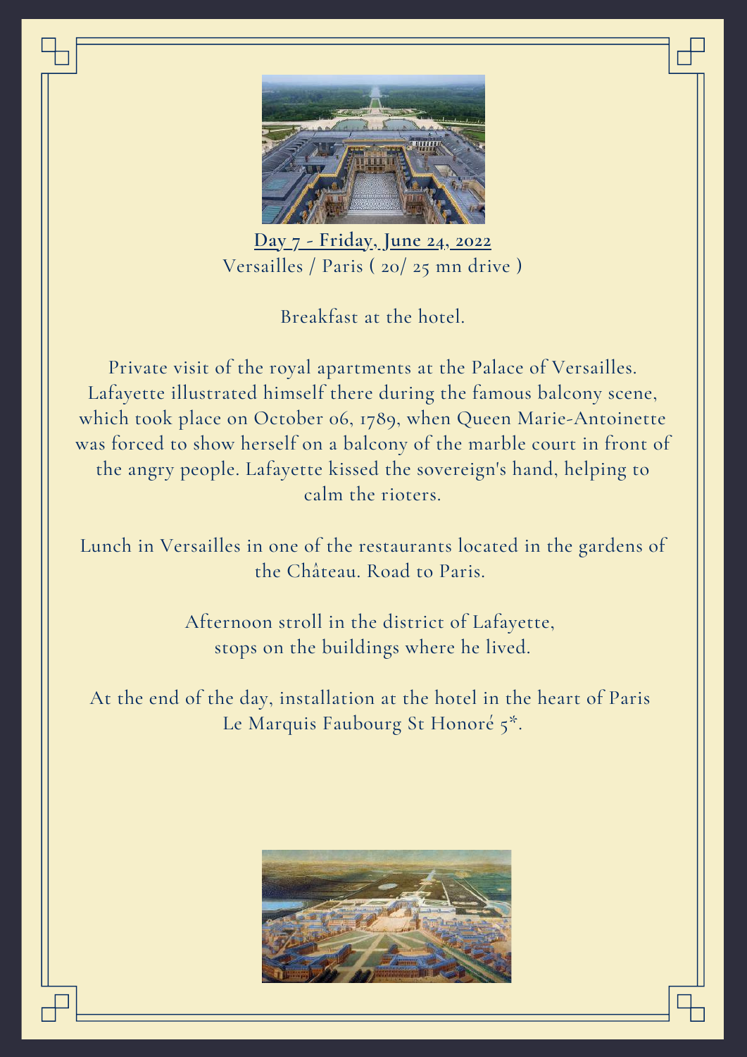**Day 7 - Friday, June 24, 2022**

Versailles / Paris ( 20/ 25 mn drive )

Breakfast at the hotel.

Private visit of the royal apartments at the Palace of Versailles. Lafayette illustrated himself there during the famous balcony scene, which took place on October 06, 1789, when Queen Marie-Antoinette was forced to show herself on a balcony of the marble court in front of the angry people. Lafayette kissed the sovereign's hand, helping to calm the rioters.

Lunch in Versailles in one of the restaurants located in the gardens of the Château. Road to Paris.

Afternoon stroll in the district of Lafayette, stops on the buildings where he lived.

At the end of the day, installation at the hotel in the heart of Paris Le Marquis Faubourg St Honoré 5*.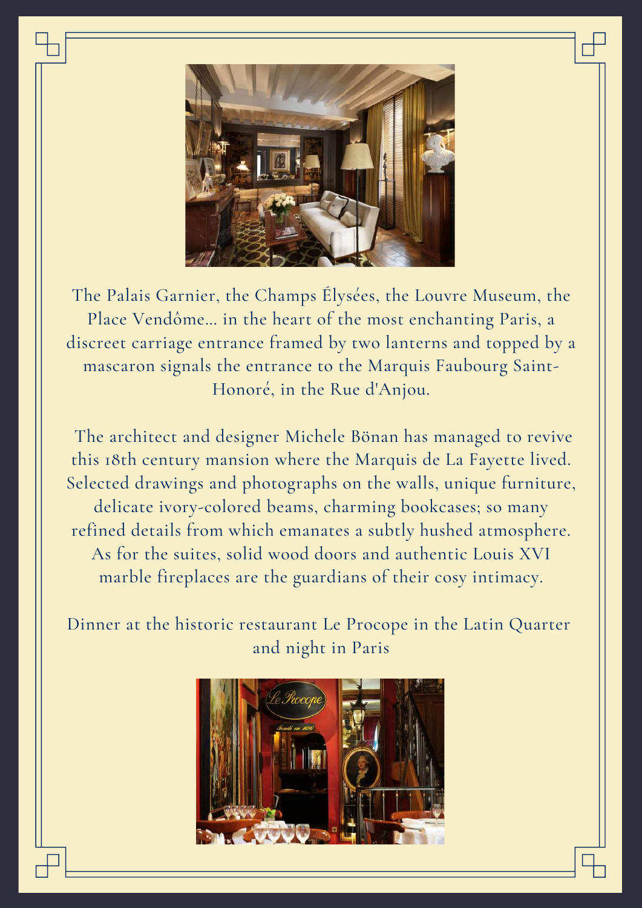The Palais Garnier, the Champs Élysées, the Louvre Museum, the Place Vendôme… in the heart of the most enchanting Paris, a discreet carriage entrance framed by two lanterns and topped by a mascaron signals the entrance to the Marquis Faubourg Saint-Honoré, in the Rue d'Anjou.

The architect and designer Michele Bönan has managed to revive this 18th century mansion where the Marquis de La Fayette lived. Selected drawings and photographs on the walls, unique furniture, delicate ivory-colored beams, charming bookcases; so many refined details from which emanates a subtly hushed atmosphere. As for the suites, solid wood doors and authentic Louis XVI marble fireplaces are the guardians of their cosy intimacy.

Dinner at the historic restaurant Le Procope in the Latin Quarter and night in Paris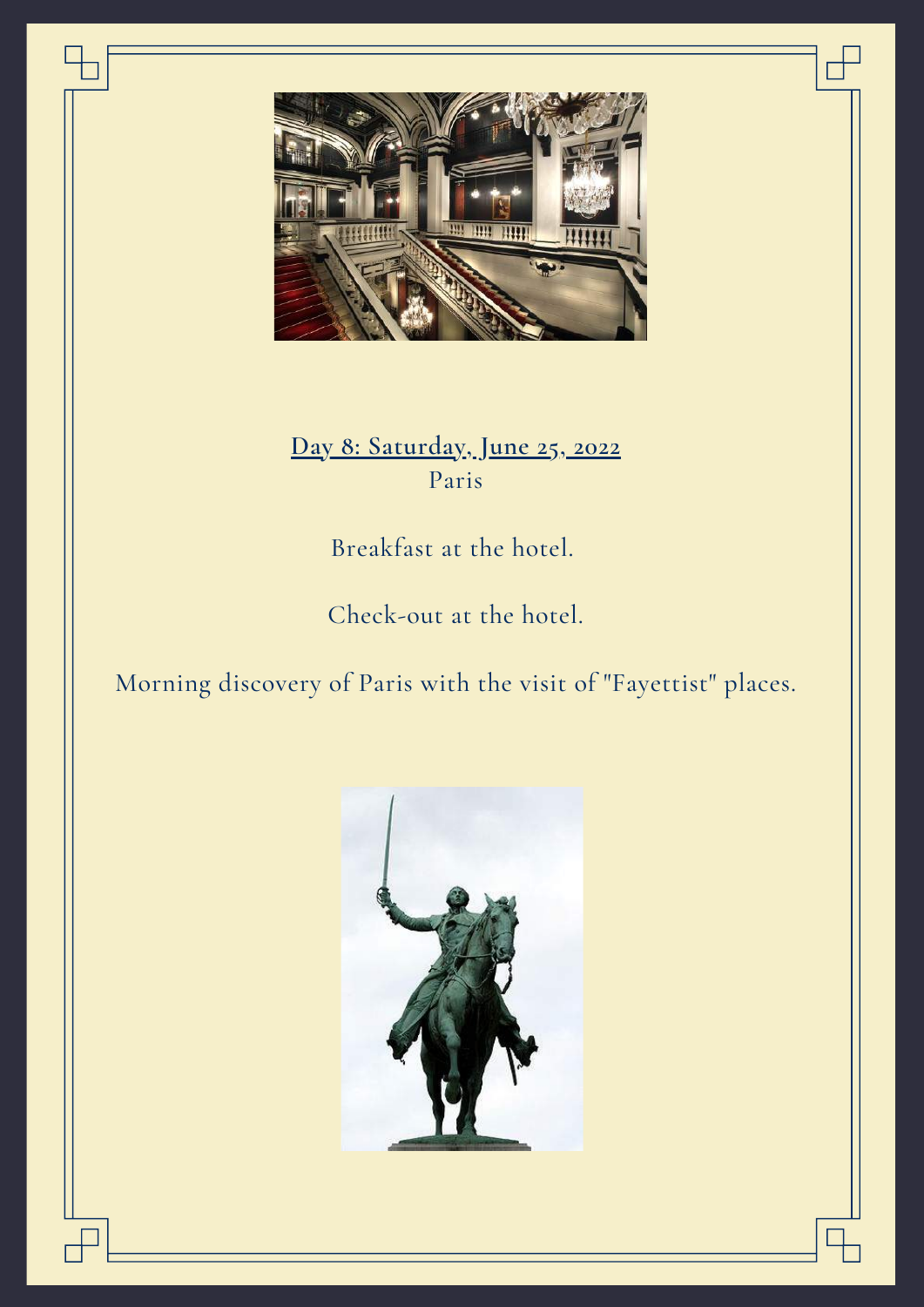## Day 8: Saturday, June 25, 2022

Paris

Breakfast at the hotel.

Check-out at the hotel.

Morning discovery of Paris with the visit of "Fayettist" places.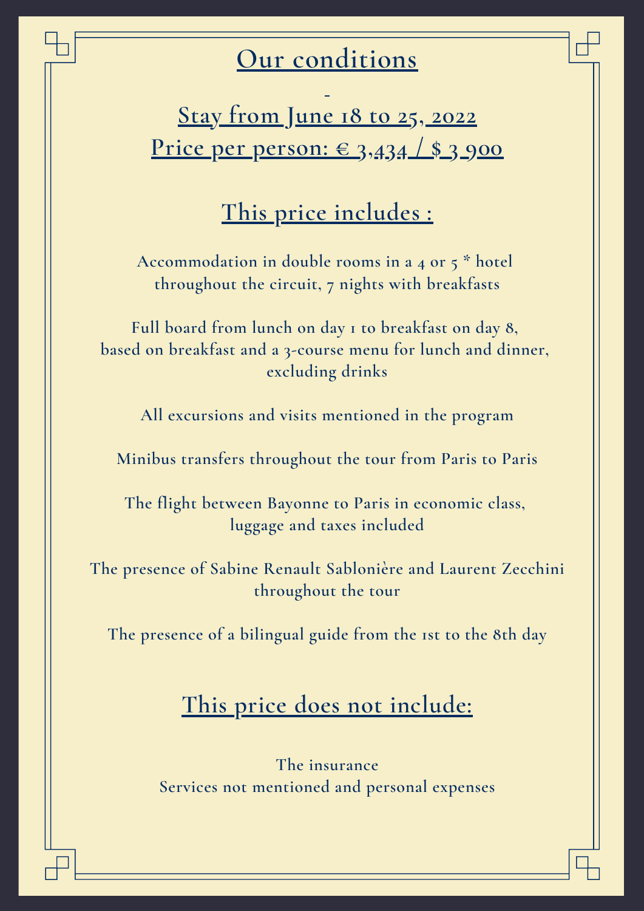# Our conditions

## Stay from June 18 to 25, 2022

## Price per person: € 3,434 / $ 3 900

## This price includes :

Accommodation in double rooms in a 4 or 5 * hotel throughout the circuit, 7 nights with breakfasts

Full board from lunch on day 1 to breakfast on day 8, based on breakfast and a 3-course menu for lunch and dinner, excluding drinks

All excursions and visits mentioned in the program

Minibus transfers throughout the tour from Paris to Paris

The flight between Bayonne to Paris in economic class, luggage and taxes included

The presence of Sabine Renault Sablonière and Laurent Zecchini throughout the tour

The presence of a bilingual guide from the 1st to the 8th day

## This price does not include:

The insurance
Services not mentioned and personal expenses